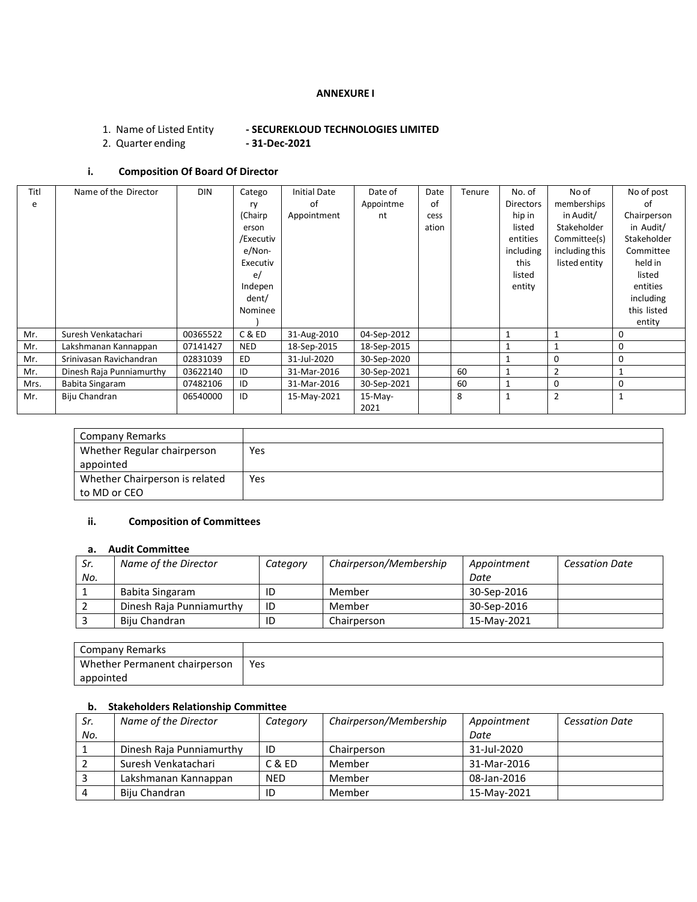**ANNEXURE I**

1. Name of Listed Entity **- SECUREKLOUD TECHNOLOGIES LIMITED**
2. Quarter ending **- 31-Dec-2021**

### i. Composition Of Board Of Director

| Title | Name of the Director | DIN | Category (Chairperson /Executive/Non-Executive/ Independent/ Nominee) | Initial Date of Appointment | Date of Appointment | Date of cessation | Tenure | No. of Directorship in listed entities including this listed entity | No of memberships in Audit/ Stakeholder Committee(s) including this listed entity | No of post of Chairperson in Audit/ Stakeholder Committee held in listed entities including this listed entity |
|---|---|---|---|---|---|---|---|---|---|---|
| Mr. | Suresh Venkatachari | 00365522 | C & ED | 31-Aug-2010 | 04-Sep-2012 | | | 1 | 1 | 0 |
| Mr. | Lakshmanan Kannappan | 07141427 | NED | 18-Sep-2015 | 18-Sep-2015 | | | 1 | 1 | 0 |
| Mr. | Srinivasan Ravichandran | 02831039 | ED | 31-Jul-2020 | 30-Sep-2020 | | | 1 | 0 | 0 |
| Mr. | Dinesh Raja Punniamurthy | 03622140 | ID | 31-Mar-2016 | 30-Sep-2021 | | 60 | 1 | 2 | 1 |
| Mrs. | Babita Singaram | 07482106 | ID | 31-Mar-2016 | 30-Sep-2021 | | 60 | 1 | 0 | 0 |
| Mr. | Biju Chandran | 06540000 | ID | 15-May-2021 | 15-May-2021 | | 8 | 1 | 2 | 1 |

| Company Remarks | |
|---|---|
| Whether Regular chairperson appointed | Yes |
| Whether Chairperson is related to MD or CEO | Yes |

### ii. Composition of Committees

#### a. Audit Committee

| *Sr. No.* | *Name of the Director* | *Category* | *Chairperson/Membership* | *Appointment Date* | *Cessation Date* |
|---|---|---|---|---|---|
| 1 | Babita Singaram | ID | Member | 30-Sep-2016 | |
| 2 | Dinesh Raja Punniamurthy | ID | Member | 30-Sep-2016 | |
| 3 | Biju Chandran | ID | Chairperson | 15-May-2021 | |

| Company Remarks | |
|---|---|
| Whether Permanent chairperson appointed | Yes |

#### b. Stakeholders Relationship Committee

| *Sr. No.* | *Name of the Director* | *Category* | *Chairperson/Membership* | *Appointment Date* | *Cessation Date* |
|---|---|---|---|---|---|
| 1 | Dinesh Raja Punniamurthy | ID | Chairperson | 31-Jul-2020 | |
| 2 | Suresh Venkatachari | C & ED | Member | 31-Mar-2016 | |
| 3 | Lakshmanan Kannappan | NED | Member | 08-Jan-2016 | |
| 4 | Biju Chandran | ID | Member | 15-May-2021 | |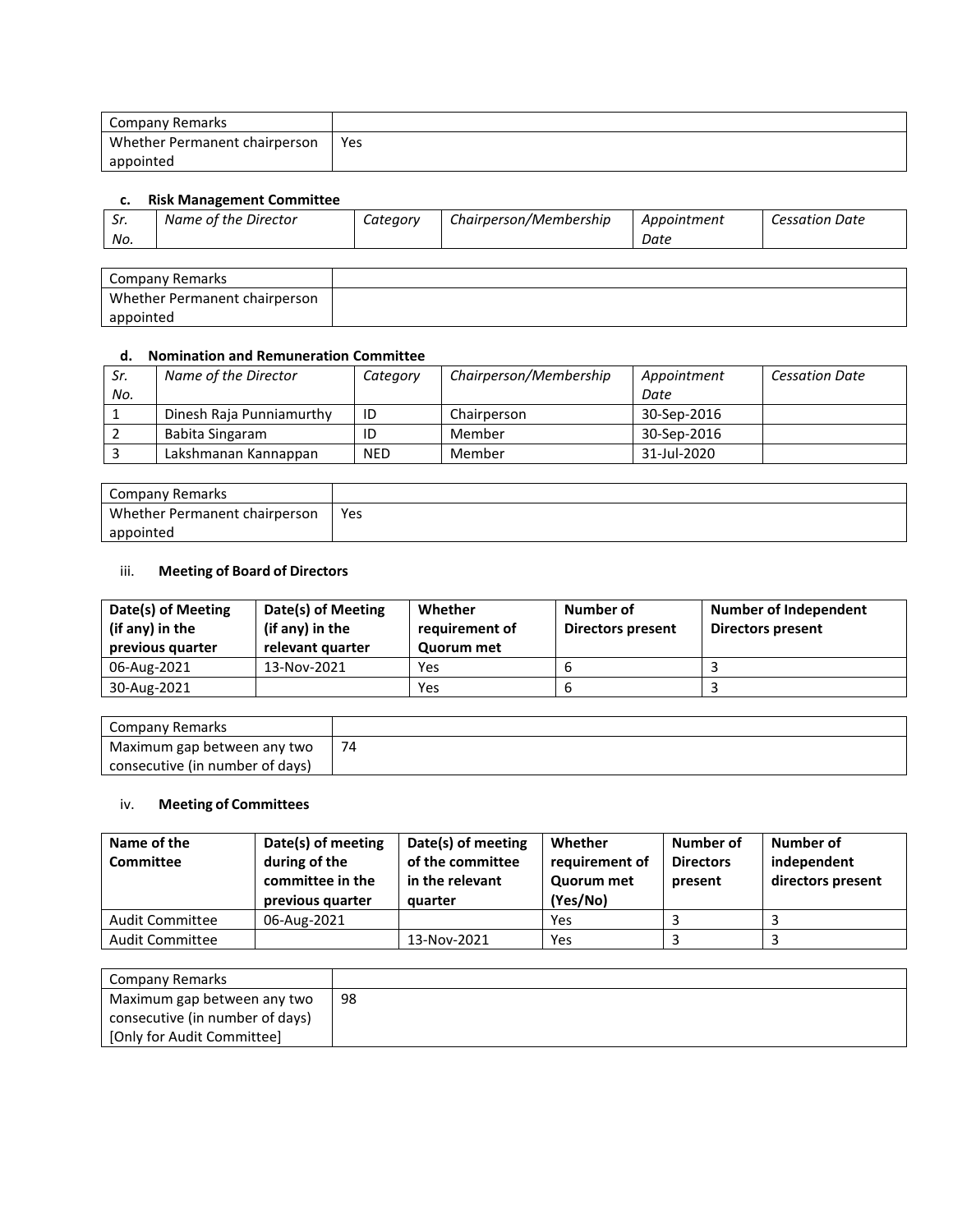| Company Remarks | |
|---|---|
| Whether Permanent chairperson appointed | Yes |

#### c. Risk Management Committee

| *Sr. No.* | *Name of the Director* | *Category* | *Chairperson/Membership* | *Appointment Date* | *Cessation Date* |
|---|---|---|---|---|---|

| Company Remarks | |
|---|---|
| Whether Permanent chairperson appointed | |

#### d. Nomination and Remuneration Committee

| *Sr. No.* | *Name of the Director* | *Category* | *Chairperson/Membership* | *Appointment Date* | *Cessation Date* |
|---|---|---|---|---|---|
| 1 | Dinesh Raja Punniamurthy | ID | Chairperson | 30-Sep-2016 | |
| 2 | Babita Singaram | ID | Member | 30-Sep-2016 | |
| 3 | Lakshmanan Kannappan | NED | Member | 31-Jul-2020 | |

| Company Remarks | |
|---|---|
| Whether Permanent chairperson appointed | Yes |

### iii. Meeting of Board of Directors

| **Date(s) of Meeting (if any) in the previous quarter** | **Date(s) of Meeting (if any) in the relevant quarter** | **Whether requirement of Quorum met** | **Number of Directors present** | **Number of Independent Directors present** |
|---|---|---|---|---|
| 06-Aug-2021 | 13-Nov-2021 | Yes | 6 | 3 |
| 30-Aug-2021 | | Yes | 6 | 3 |

| Company Remarks | |
|---|---|
| Maximum gap between any two consecutive (in number of days) | 74 |

### iv. Meeting of Committees

| **Name of the Committee** | **Date(s) of meeting during of the committee in the previous quarter** | **Date(s) of meeting of the committee in the relevant quarter** | **Whether requirement of Quorum met (Yes/No)** | **Number of Directors present** | **Number of independent directors present** |
|---|---|---|---|---|---|
| Audit Committee | 06-Aug-2021 | | Yes | 3 | 3 |
| Audit Committee | | 13-Nov-2021 | Yes | 3 | 3 |

| Company Remarks | |
|---|---|
| Maximum gap between any two consecutive (in number of days) [Only for Audit Committee] | 98 |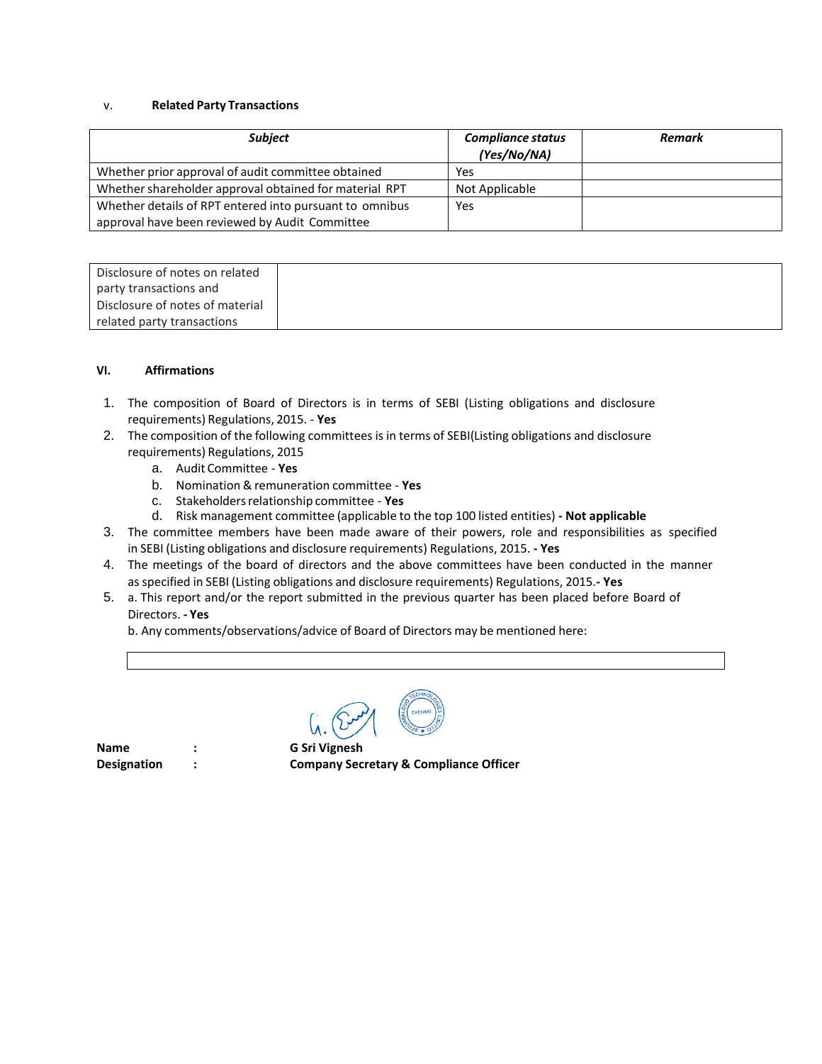v. **Related Party Transactions**

| *Subject* | *Compliance status (Yes/No/NA)* | *Remark* |
|---|---|---|
| Whether prior approval of audit committee obtained | Yes | |
| Whether shareholder approval obtained for material RPT | Not Applicable | |
| Whether details of RPT entered into pursuant to omnibus approval have been reviewed by Audit Committee | Yes | |

| | |
|---|---|
| Disclosure of notes on related party transactions and Disclosure of notes of material related party transactions | |

**VI. Affirmations**

1. The composition of Board of Directors is in terms of SEBI (Listing obligations and disclosure requirements) Regulations, 2015. - **Yes**
2. The composition of the following committees is in terms of SEBI(Listing obligations and disclosure requirements) Regulations, 2015
   a. Audit Committee - **Yes**
   b. Nomination & remuneration committee - **Yes**
   c. Stakeholders relationship committee - **Yes**
   d. Risk management committee (applicable to the top 100 listed entities) **- Not applicable**
3. The committee members have been made aware of their powers, role and responsibilities as specified in SEBI (Listing obligations and disclosure requirements) Regulations, 2015. **- Yes**
4. The meetings of the board of directors and the above committees have been conducted in the manner as specified in SEBI (Listing obligations and disclosure requirements) Regulations, 2015.**- Yes**
5. a. This report and/or the report submitted in the previous quarter has been placed before Board of Directors. **- Yes**

   b. Any comments/observations/advice of Board of Directors may be mentioned here:

| |
|---|
| |

**Name** : **G Sri Vignesh**

**Designation** : **Company Secretary & Compliance Officer**